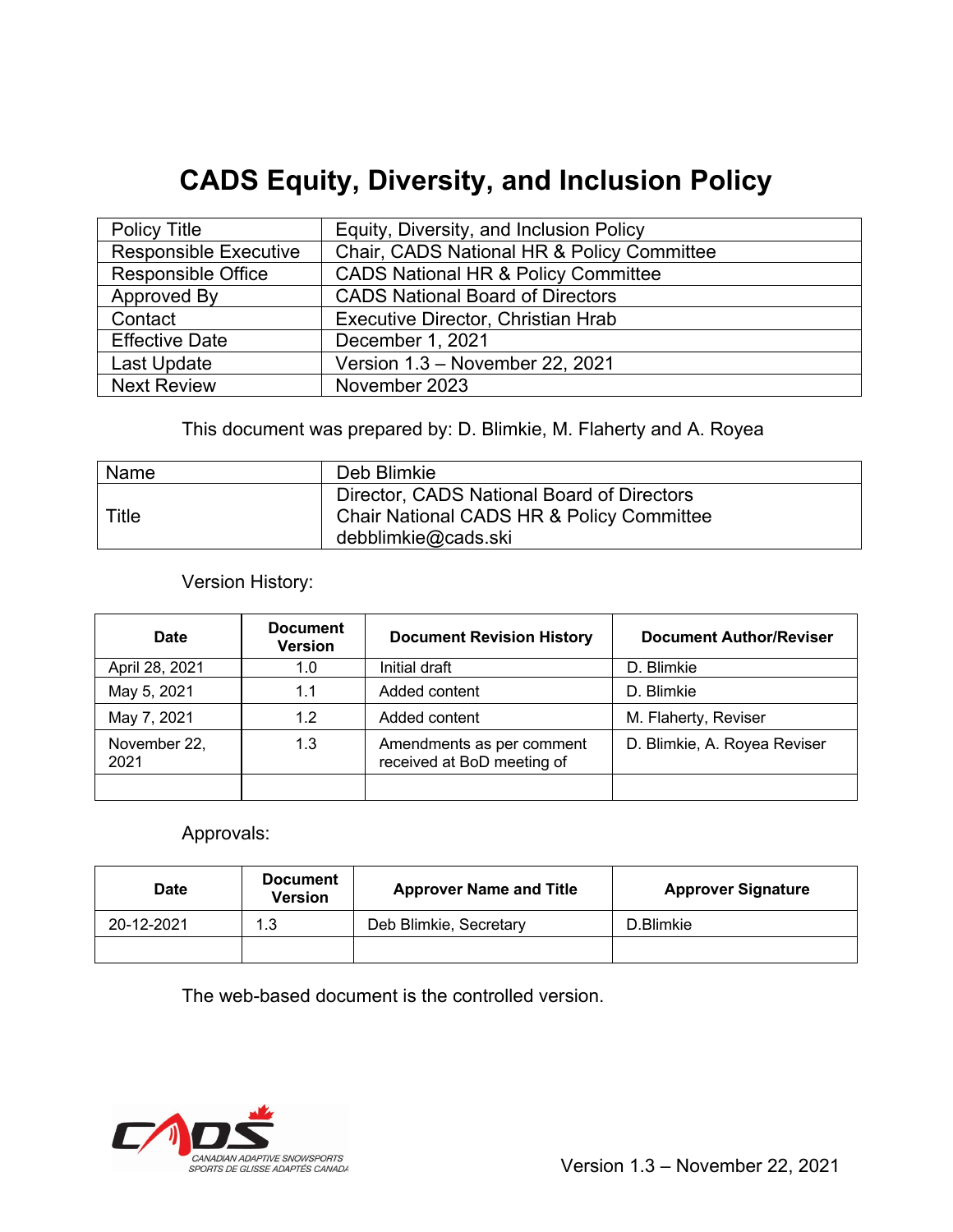# CADS Equity, Diversity, and Inclusion Policy

| | |
|---|---|
| Policy Title | Equity, Diversity, and Inclusion Policy |
| Responsible Executive | Chair, CADS National HR & Policy Committee |
| Responsible Office | CADS National HR & Policy Committee |
| Approved By | CADS National Board of Directors |
| Contact | Executive Director, Christian Hrab |
| Effective Date | December 1, 2021 |
| Last Update | Version 1.3 – November 22, 2021 |
| Next Review | November 2023 |

This document was prepared by: D. Blimkie, M. Flaherty and A. Royea

| | |
|---|---|
| Name | Deb Blimkie |
| Title | Director, CADS National Board of Directors<br>Chair National CADS HR & Policy Committee<br>debblimkie@cads.ski |

Version History:

| Date | Document Version | Document Revision History | Document Author/Reviser |
|---|---|---|---|
| April 28, 2021 | 1.0 | Initial draft | D. Blimkie |
| May 5, 2021 | 1.1 | Added content | D. Blimkie |
| May 7, 2021 | 1.2 | Added content | M. Flaherty, Reviser |
| November 22, 2021 | 1.3 | Amendments as per comment received at BoD meeting of | D. Blimkie, A. Royea Reviser |
| | | | |

Approvals:

| Date | Document Version | Approver Name and Title | Approver Signature |
|---|---|---|---|
| 20-12-2021 | 1.3 | Deb Blimkie, Secretary | D.Blimkie |
| | | | |

The web-based document is the controlled version.

CADS
CANADIAN ADAPTIVE SNOWSPORTS
SPORTS DE GLISSE ADAPTÉS CANADA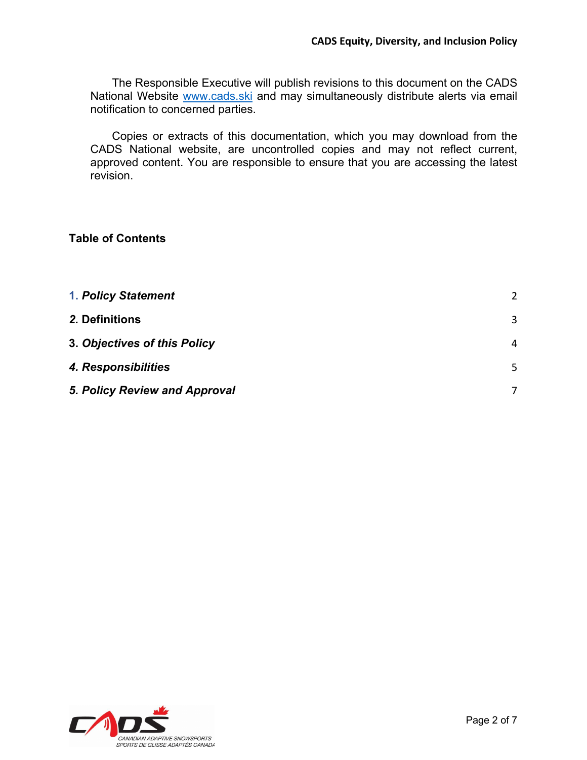The Responsible Executive will publish revisions to this document on the CADS National Website [www.cads.ski](http://www.cads.ski) and may simultaneously distribute alerts via email notification to concerned parties.

Copies or extracts of this documentation, which you may download from the CADS National website, are uncontrolled copies and may not reflect current, approved content. You are responsible to ensure that you are accessing the latest revision.

## Table of Contents

| | |
|---|---|
| 1. ***Policy Statement*** | 2 |
| *2.* **Definitions** | 3 |
| **3. *Objectives of this Policy*** | 4 |
| ***4. Responsibilities*** | 5 |
| ***5. Policy Review and Approval*** | 7 |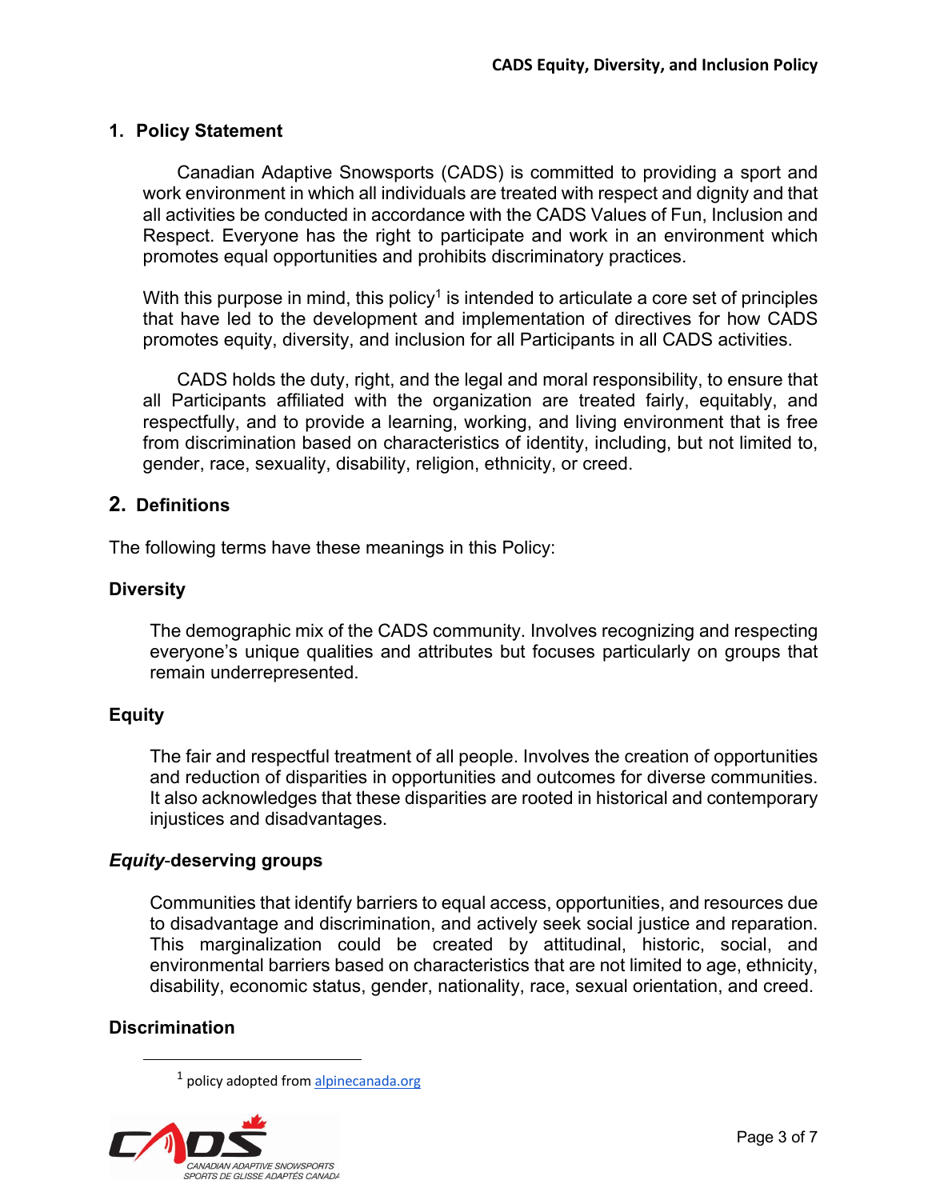## 1. Policy Statement

Canadian Adaptive Snowsports (CADS) is committed to providing a sport and work environment in which all individuals are treated with respect and dignity and that all activities be conducted in accordance with the CADS Values of Fun, Inclusion and Respect. Everyone has the right to participate and work in an environment which promotes equal opportunities and prohibits discriminatory practices.

With this purpose in mind, this policy[1] is intended to articulate a core set of principles that have led to the development and implementation of directives for how CADS promotes equity, diversity, and inclusion for all Participants in all CADS activities.

CADS holds the duty, right, and the legal and moral responsibility, to ensure that all Participants affiliated with the organization are treated fairly, equitably, and respectfully, and to provide a learning, working, and living environment that is free from discrimination based on characteristics of identity, including, but not limited to, gender, race, sexuality, disability, religion, ethnicity, or creed.

## 2. Definitions

The following terms have these meanings in this Policy:

### Diversity

The demographic mix of the CADS community. Involves recognizing and respecting everyone's unique qualities and attributes but focuses particularly on groups that remain underrepresented.

### Equity

The fair and respectful treatment of all people. Involves the creation of opportunities and reduction of disparities in opportunities and outcomes for diverse communities. It also acknowledges that these disparities are rooted in historical and contemporary injustices and disadvantages.

### *Equity*-deserving groups

Communities that identify barriers to equal access, opportunities, and resources due to disadvantage and discrimination, and actively seek social justice and reparation. This marginalization could be created by attitudinal, historic, social, and environmental barriers based on characteristics that are not limited to age, ethnicity, disability, economic status, gender, nationality, race, sexual orientation, and creed.

### Discrimination

[1] policy adopted from alpinecanada.org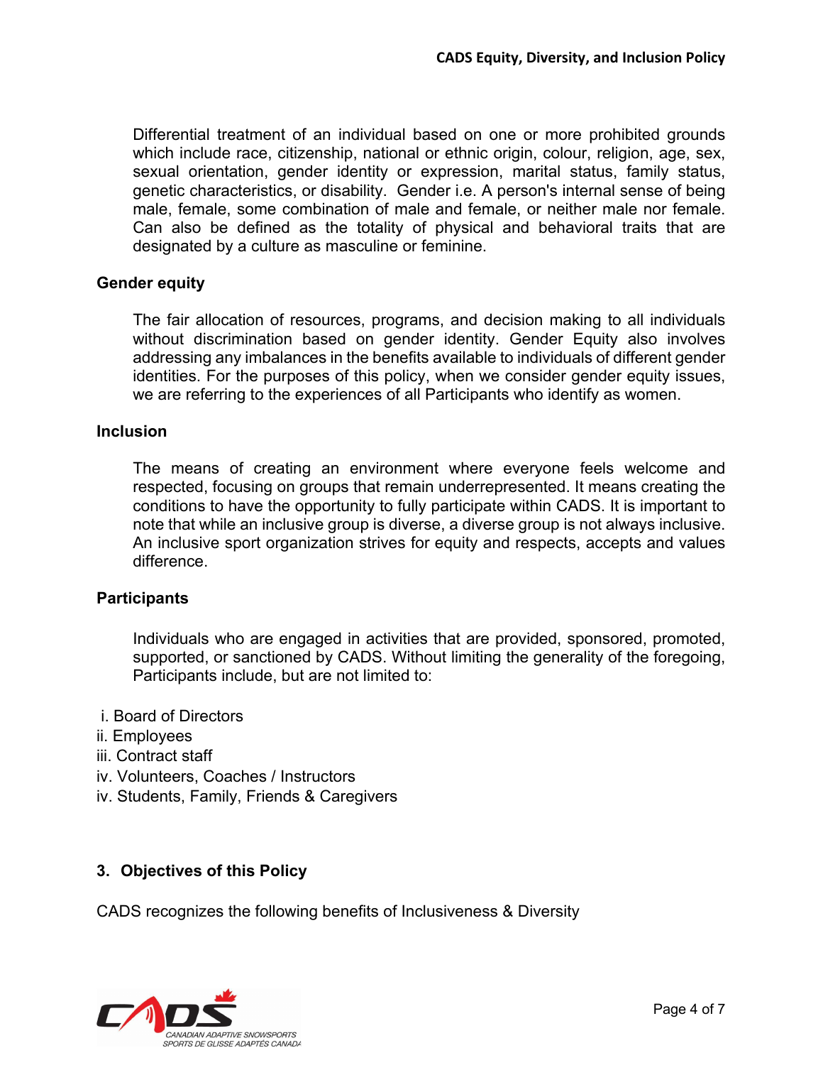Differential treatment of an individual based on one or more prohibited grounds which include race, citizenship, national or ethnic origin, colour, religion, age, sex, sexual orientation, gender identity or expression, marital status, family status, genetic characteristics, or disability. Gender i.e. A person's internal sense of being male, female, some combination of male and female, or neither male nor female. Can also be defined as the totality of physical and behavioral traits that are designated by a culture as masculine or feminine.

**Gender equity**

The fair allocation of resources, programs, and decision making to all individuals without discrimination based on gender identity. Gender Equity also involves addressing any imbalances in the benefits available to individuals of different gender identities. For the purposes of this policy, when we consider gender equity issues, we are referring to the experiences of all Participants who identify as women.

**Inclusion**

The means of creating an environment where everyone feels welcome and respected, focusing on groups that remain underrepresented. It means creating the conditions to have the opportunity to fully participate within CADS. It is important to note that while an inclusive group is diverse, a diverse group is not always inclusive. An inclusive sport organization strives for equity and respects, accepts and values difference.

**Participants**

Individuals who are engaged in activities that are provided, sponsored, promoted, supported, or sanctioned by CADS. Without limiting the generality of the foregoing, Participants include, but are not limited to:

i. Board of Directors
ii. Employees
iii. Contract staff
iv. Volunteers, Coaches / Instructors
iv. Students, Family, Friends & Caregivers

## 3. Objectives of this Policy

CADS recognizes the following benefits of Inclusiveness & Diversity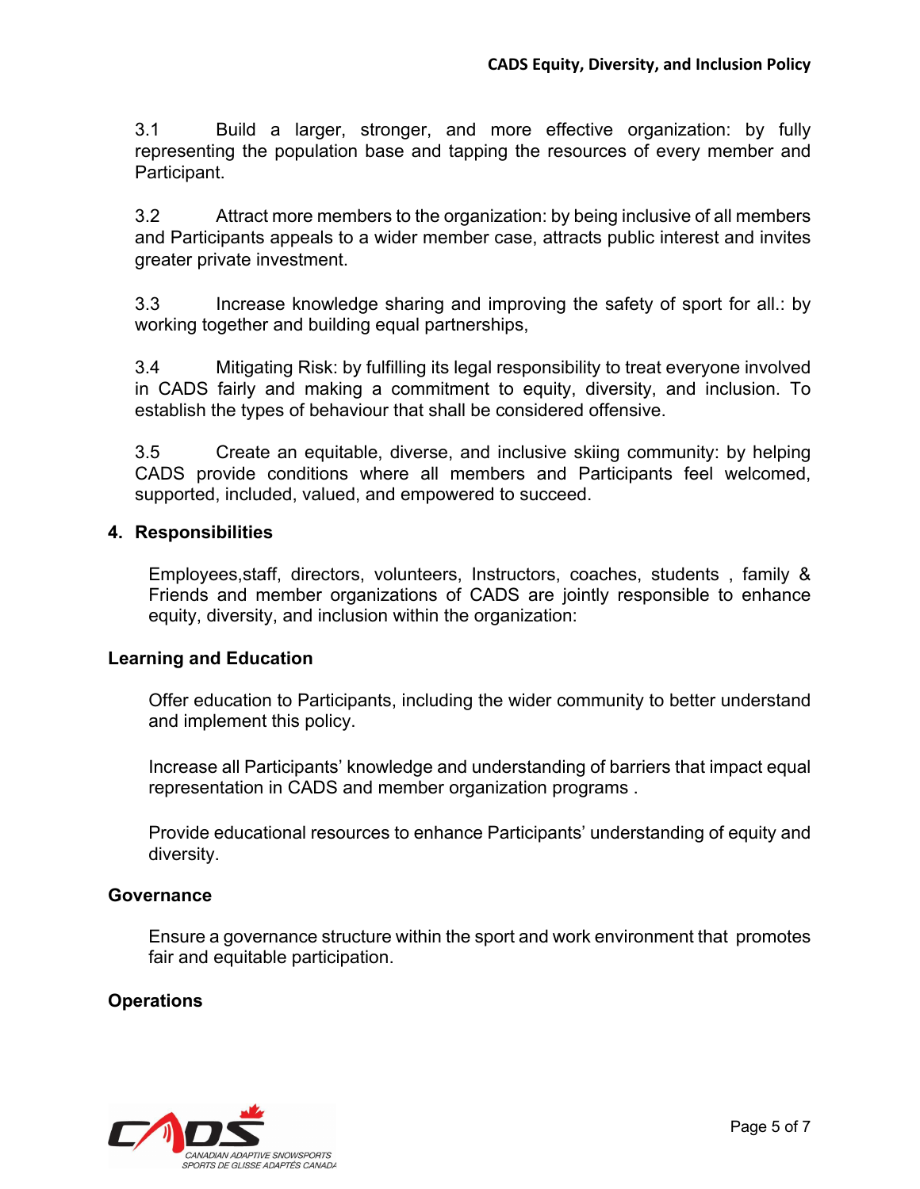3.1 Build a larger, stronger, and more effective organization: by fully representing the population base and tapping the resources of every member and Participant.

3.2 Attract more members to the organization: by being inclusive of all members and Participants appeals to a wider member case, attracts public interest and invites greater private investment.

3.3 Increase knowledge sharing and improving the safety of sport for all.: by working together and building equal partnerships,

3.4 Mitigating Risk: by fulfilling its legal responsibility to treat everyone involved in CADS fairly and making a commitment to equity, diversity, and inclusion. To establish the types of behaviour that shall be considered offensive.

3.5 Create an equitable, diverse, and inclusive skiing community: by helping CADS provide conditions where all members and Participants feel welcomed, supported, included, valued, and empowered to succeed.

## 4. Responsibilities

Employees,staff, directors, volunteers, Instructors, coaches, students , family & Friends and member organizations of CADS are jointly responsible to enhance equity, diversity, and inclusion within the organization:

### Learning and Education

Offer education to Participants, including the wider community to better understand and implement this policy.

Increase all Participants' knowledge and understanding of barriers that impact equal representation in CADS and member organization programs .

Provide educational resources to enhance Participants' understanding of equity and diversity.

### Governance

Ensure a governance structure within the sport and work environment that promotes fair and equitable participation.

### Operations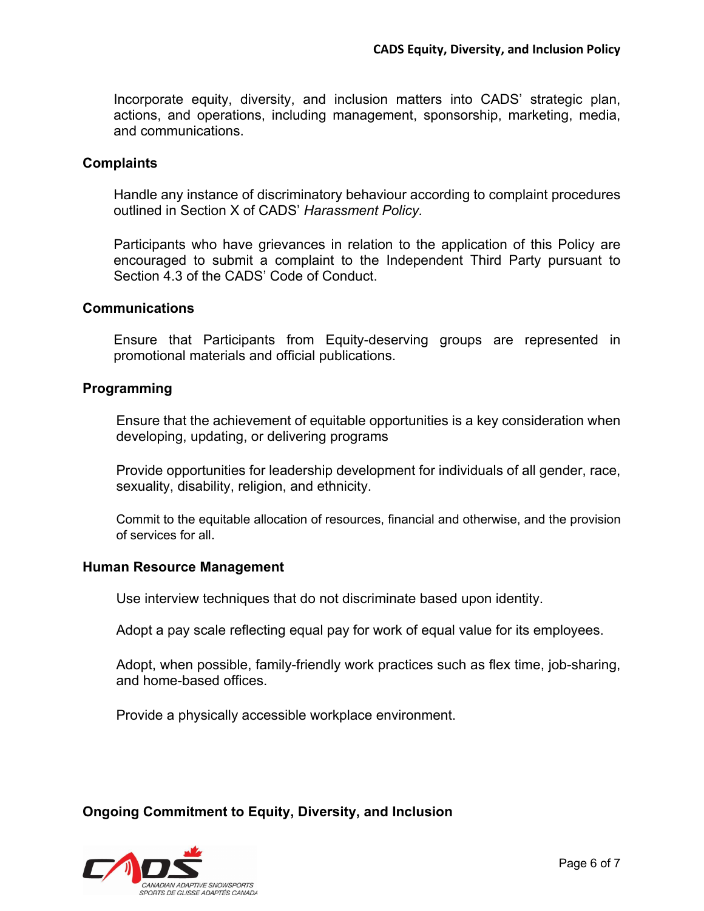Incorporate equity, diversity, and inclusion matters into CADS' strategic plan, actions, and operations, including management, sponsorship, marketing, media, and communications.

**Complaints**

Handle any instance of discriminatory behaviour according to complaint procedures outlined in Section X of CADS' *Harassment Policy.*

Participants who have grievances in relation to the application of this Policy are encouraged to submit a complaint to the Independent Third Party pursuant to Section 4.3 of the CADS' Code of Conduct.

**Communications**

Ensure that Participants from Equity-deserving groups are represented in promotional materials and official publications.

**Programming**

Ensure that the achievement of equitable opportunities is a key consideration when developing, updating, or delivering programs

Provide opportunities for leadership development for individuals of all gender, race, sexuality, disability, religion, and ethnicity.

Commit to the equitable allocation of resources, financial and otherwise, and the provision of services for all.

**Human Resource Management**

Use interview techniques that do not discriminate based upon identity.

Adopt a pay scale reflecting equal pay for work of equal value for its employees.

Adopt, when possible, family-friendly work practices such as flex time, job-sharing, and home-based offices.

Provide a physically accessible workplace environment.

**Ongoing Commitment to Equity, Diversity, and Inclusion**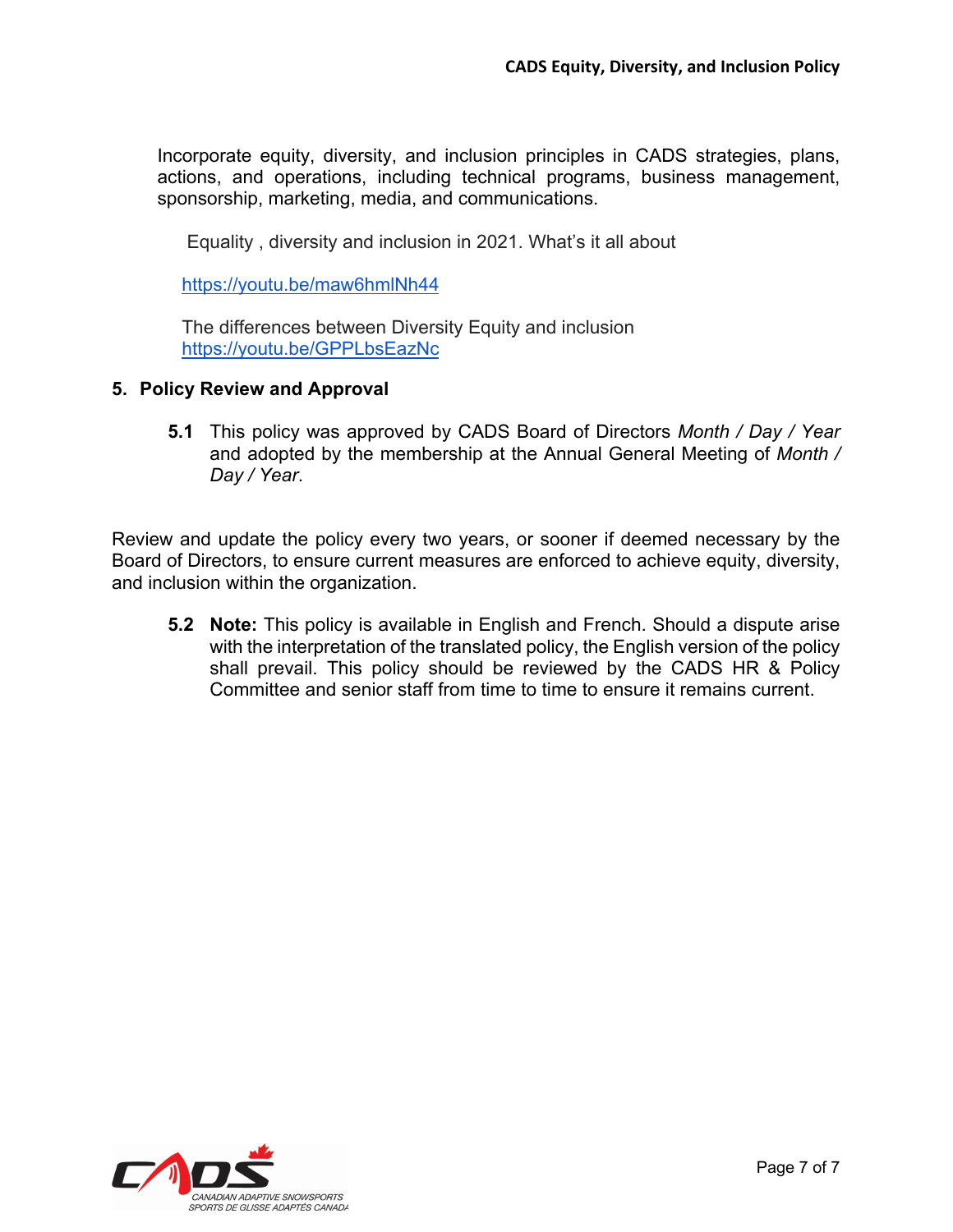Incorporate equity, diversity, and inclusion principles in CADS strategies, plans, actions, and operations, including technical programs, business management, sponsorship, marketing, media, and communications.

Equality , diversity and inclusion in 2021. What's it all about

https://youtu.be/maw6hmlNh44

The differences between Diversity Equity and inclusion
https://youtu.be/GPPLbsEazNc

## 5. Policy Review and Approval

**5.1** This policy was approved by CADS Board of Directors *Month / Day / Year* and adopted by the membership at the Annual General Meeting of *Month / Day / Year*.

Review and update the policy every two years, or sooner if deemed necessary by the Board of Directors, to ensure current measures are enforced to achieve equity, diversity, and inclusion within the organization.

**5.2** **Note:** This policy is available in English and French. Should a dispute arise with the interpretation of the translated policy, the English version of the policy shall prevail. This policy should be reviewed by the CADS HR & Policy Committee and senior staff from time to time to ensure it remains current.